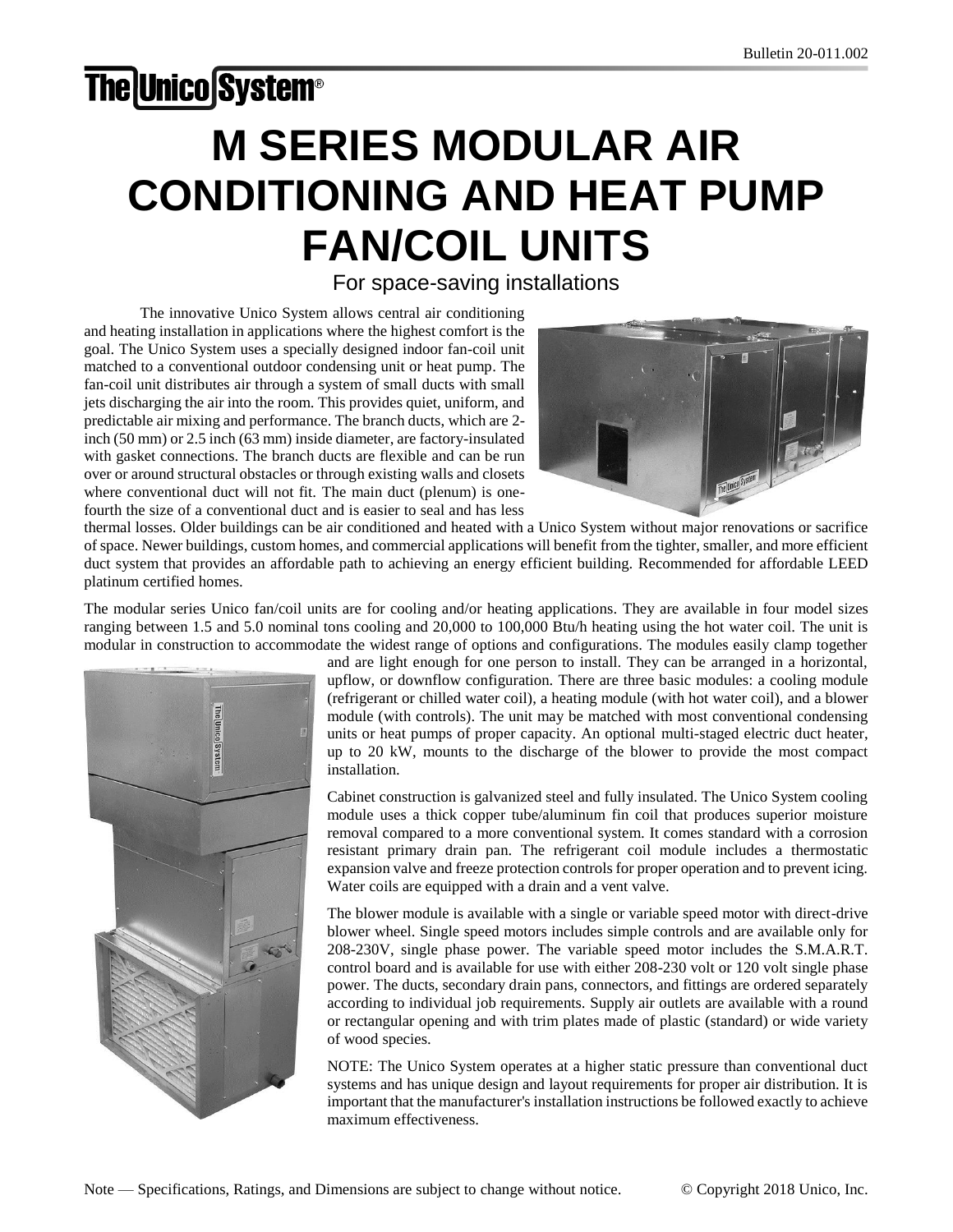Bulletin 20-011.002

The Unico System®

# M SERIES MODULAR AIR CONDITIONING AND HEAT PUMP FAN/COIL UNITS

For space-saving installations

The innovative Unico System allows central air conditioning and heating installation in applications where the highest comfort is the goal. The Unico System uses a specially designed indoor fan-coil unit matched to a conventional outdoor condensing unit or heat pump. The fan-coil unit distributes air through a system of small ducts with small jets discharging the air into the room. This provides quiet, uniform, and predictable air mixing and performance. The branch ducts, which are 2-inch (50 mm) or 2.5 inch (63 mm) inside diameter, are factory-insulated with gasket connections. The branch ducts are flexible and can be run over or around structural obstacles or through existing walls and closets where conventional duct will not fit. The main duct (plenum) is one-fourth the size of a conventional duct and is easier to seal and has less thermal losses. Older buildings can be air conditioned and heated with a Unico System without major renovations or sacrifice of space. Newer buildings, custom homes, and commercial applications will benefit from the tighter, smaller, and more efficient duct system that provides an affordable path to achieving an energy efficient building. Recommended for affordable LEED platinum certified homes.

The modular series Unico fan/coil units are for cooling and/or heating applications. They are available in four model sizes ranging between 1.5 and 5.0 nominal tons cooling and 20,000 to 100,000 Btu/h heating using the hot water coil. The unit is modular in construction to accommodate the widest range of options and configurations. The modules easily clamp together and are light enough for one person to install. They can be arranged in a horizontal, upflow, or downflow configuration. There are three basic modules: a cooling module (refrigerant or chilled water coil), a heating module (with hot water coil), and a blower module (with controls). The unit may be matched with most conventional condensing units or heat pumps of proper capacity. An optional multi-staged electric duct heater, up to 20 kW, mounts to the discharge of the blower to provide the most compact installation.

Cabinet construction is galvanized steel and fully insulated. The Unico System cooling module uses a thick copper tube/aluminum fin coil that produces superior moisture removal compared to a more conventional system. It comes standard with a corrosion resistant primary drain pan. The refrigerant coil module includes a thermostatic expansion valve and freeze protection controls for proper operation and to prevent icing. Water coils are equipped with a drain and a vent valve.

The blower module is available with a single or variable speed motor with direct-drive blower wheel. Single speed motors includes simple controls and are available only for 208-230V, single phase power. The variable speed motor includes the S.M.A.R.T. control board and is available for use with either 208-230 volt or 120 volt single phase power. The ducts, secondary drain pans, connectors, and fittings are ordered separately according to individual job requirements. Supply air outlets are available with a round or rectangular opening and with trim plates made of plastic (standard) or wide variety of wood species.

NOTE: The Unico System operates at a higher static pressure than conventional duct systems and has unique design and layout requirements for proper air distribution. It is important that the manufacturer's installation instructions be followed exactly to achieve maximum effectiveness.

Note — Specifications, Ratings, and Dimensions are subject to change without notice. © Copyright 2018 Unico, Inc.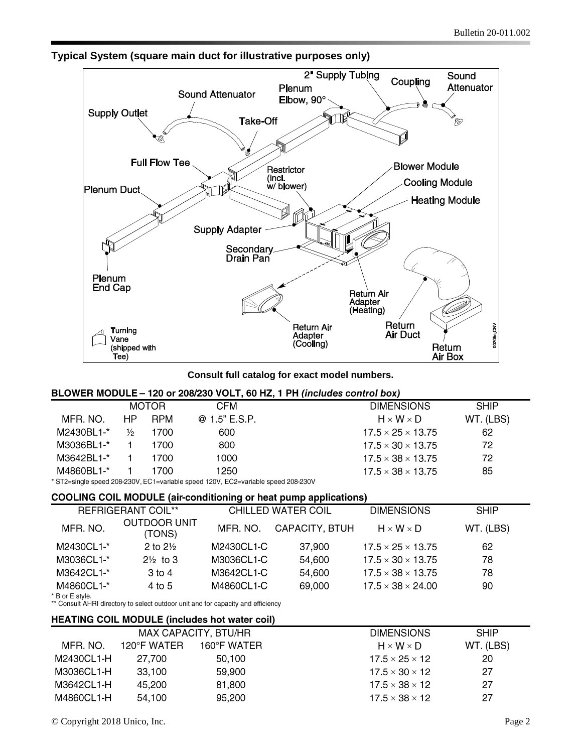## Typical System (square main duct for illustrative purposes only)

2" Supply Tubing
Plenum Elbow, 90°
Coupling
Sound Attenuator
Sound Attenuator
Supply Outlet
Take-Off
Full Flow Tee
Restrictor (incl. w/ blower)
Blower Module
Cooling Module
Heating Module
Plenum Duct
Supply Adapter
Secondary Drain Pan
Plenum End Cap
Return Air Adapter (Heating)
Return Air Adapter (Cooling)
Return Air Duct
Return Air Box
Turning Vane (shipped with Tee)
00205a_CNV

**Consult full catalog for exact model numbers.**

### BLOWER MODULE – 120 or 208/230 VOLT, 60 HZ, 1 PH *(includes control box)*

| | MOTOR | | CFM | DIMENSIONS | SHIP |
|---|---|---|---|---|---|
| MFR. NO. | HP | RPM | @ 1.5" E.S.P. | H × W × D | WT. (LBS) |
| M2430BL1-* | ½ | 1700 | 600 | 17.5 × 25 × 13.75 | 62 |
| M3036BL1-* | 1 | 1700 | 800 | 17.5 × 30 × 13.75 | 72 |
| M3642BL1-* | 1 | 1700 | 1000 | 17.5 × 38 × 13.75 | 72 |
| M4860BL1-* | 1 | 1700 | 1250 | 17.5 × 38 × 13.75 | 85 |

\* ST2=single speed 208-230V, EC1=variable speed 120V, EC2=variable speed 208-230V

### COOLING COIL MODULE (air-conditioning or heat pump applications)

| REFRIGERANT COIL** | | CHILLED WATER COIL | | DIMENSIONS | SHIP |
|---|---|---|---|---|---|
| MFR. NO. | OUTDOOR UNIT (TONS) | MFR. NO. | CAPACITY, BTUH | H × W × D | WT. (LBS) |
| M2430CL1-* | 2 to 2½ | M2430CL1-C | 37,900 | 17.5 × 25 × 13.75 | 62 |
| M3036CL1-* | 2½ to 3 | M3036CL1-C | 54,600 | 17.5 × 30 × 13.75 | 78 |
| M3642CL1-* | 3 to 4 | M3642CL1-C | 54,600 | 17.5 × 38 × 13.75 | 78 |
| M4860CL1-* | 4 to 5 | M4860CL1-C | 69,000 | 17.5 × 38 × 24.00 | 90 |

\* B or E style.
\*\* Consult AHRI directory to select outdoor unit and for capacity and efficiency

### HEATING COIL MODULE (includes hot water coil)

| | MAX CAPACITY, BTU/HR | | DIMENSIONS | SHIP |
|---|---|---|---|---|
| MFR. NO. | 120°F WATER | 160°F WATER | H × W × D | WT. (LBS) |
| M2430CL1-H | 27,700 | 50,100 | 17.5 × 25 × 12 | 20 |
| M3036CL1-H | 33,100 | 59,900 | 17.5 × 30 × 12 | 27 |
| M3642CL1-H | 45,200 | 81,800 | 17.5 × 38 × 12 | 27 |
| M4860CL1-H | 54,100 | 95,200 | 17.5 × 38 × 12 | 27 |

© Copyright 2018 Unico, Inc.